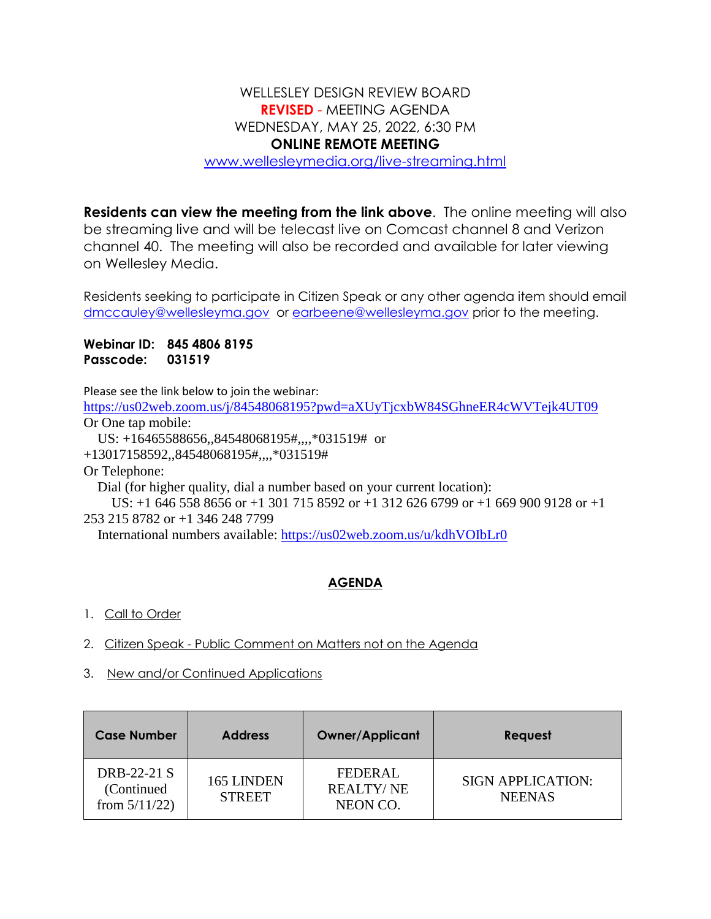# WELLESLEY DESIGN REVIEW BOARD
## **REVISED** - MEETING AGENDA
## WEDNESDAY, MAY 25, 2022, 6:30 PM
## **ONLINE REMOTE MEETING**

www.wellesleymedia.org/live-streaming.html

**Residents can view the meeting from the link above**. The online meeting will also be streaming live and will be telecast live on Comcast channel 8 and Verizon channel 40. The meeting will also be recorded and available for later viewing on Wellesley Media.

Residents seeking to participate in Citizen Speak or any other agenda item should email dmccauley@wellesleyma.gov or earbeene@wellesleyma.gov prior to the meeting.

**Webinar ID: 845 4806 8195**
**Passcode: 031519**

Please see the link below to join the webinar:
https://us02web.zoom.us/j/84548068195?pwd=aXUyTjcxbW84SGhneER4cWVTejk4UT09
Or One tap mobile:
US: +16465588656,,84548068195#,,,,*031519# or +13017158592,,84548068195#,,,,*031519#
Or Telephone:
Dial (for higher quality, dial a number based on your current location):
US: +1 646 558 8656 or +1 301 715 8592 or +1 312 626 6799 or +1 669 900 9128 or +1 253 215 8782 or +1 346 248 7799
International numbers available: https://us02web.zoom.us/u/kdhVOIbLr0

## AGENDA

1. Call to Order
2. Citizen Speak - Public Comment on Matters not on the Agenda
3. New and/or Continued Applications

| Case Number | Address | Owner/Applicant | Request |
|---|---|---|---|
| DRB-22-21 S (Continued from 5/11/22) | 165 LINDEN STREET | FEDERAL REALTY/ NE NEON CO. | SIGN APPLICATION: NEENAS |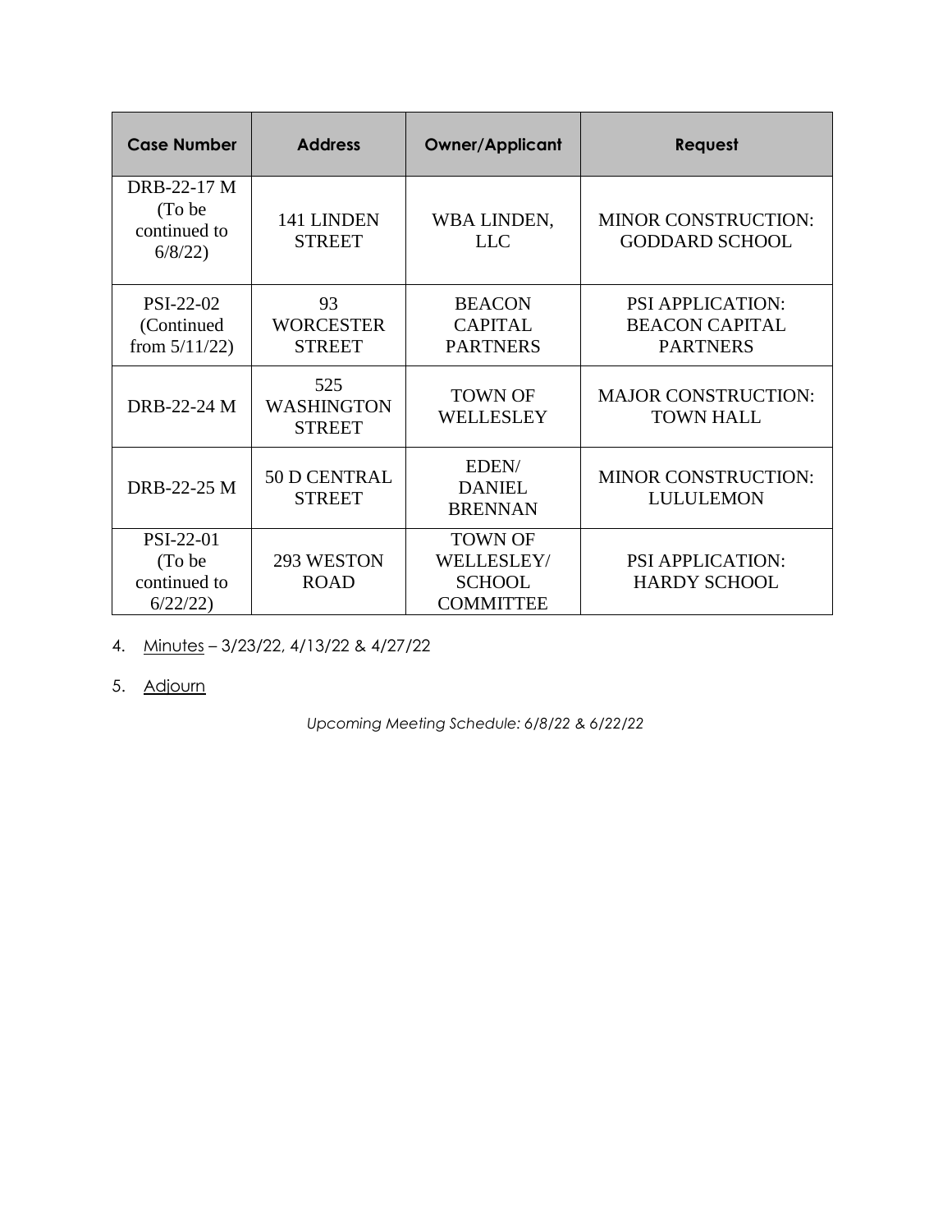| Case Number | Address | Owner/Applicant | Request |
|---|---|---|---|
| DRB-22-17 M (To be continued to 6/8/22) | 141 LINDEN STREET | WBA LINDEN, LLC | MINOR CONSTRUCTION: GODDARD SCHOOL |
| PSI-22-02 (Continued from 5/11/22) | 93 WORCESTER STREET | BEACON CAPITAL PARTNERS | PSI APPLICATION: BEACON CAPITAL PARTNERS |
| DRB-22-24 M | 525 WASHINGTON STREET | TOWN OF WELLESLEY | MAJOR CONSTRUCTION: TOWN HALL |
| DRB-22-25 M | 50 D CENTRAL STREET | EDEN/ DANIEL BRENNAN | MINOR CONSTRUCTION: LULULEMON |
| PSI-22-01 (To be continued to 6/22/22) | 293 WESTON ROAD | TOWN OF WELLESLEY/ SCHOOL COMMITTEE | PSI APPLICATION: HARDY SCHOOL |

4. Minutes – 3/23/22, 4/13/22 & 4/27/22

5. Adjourn

*Upcoming Meeting Schedule: 6/8/22 & 6/22/22*